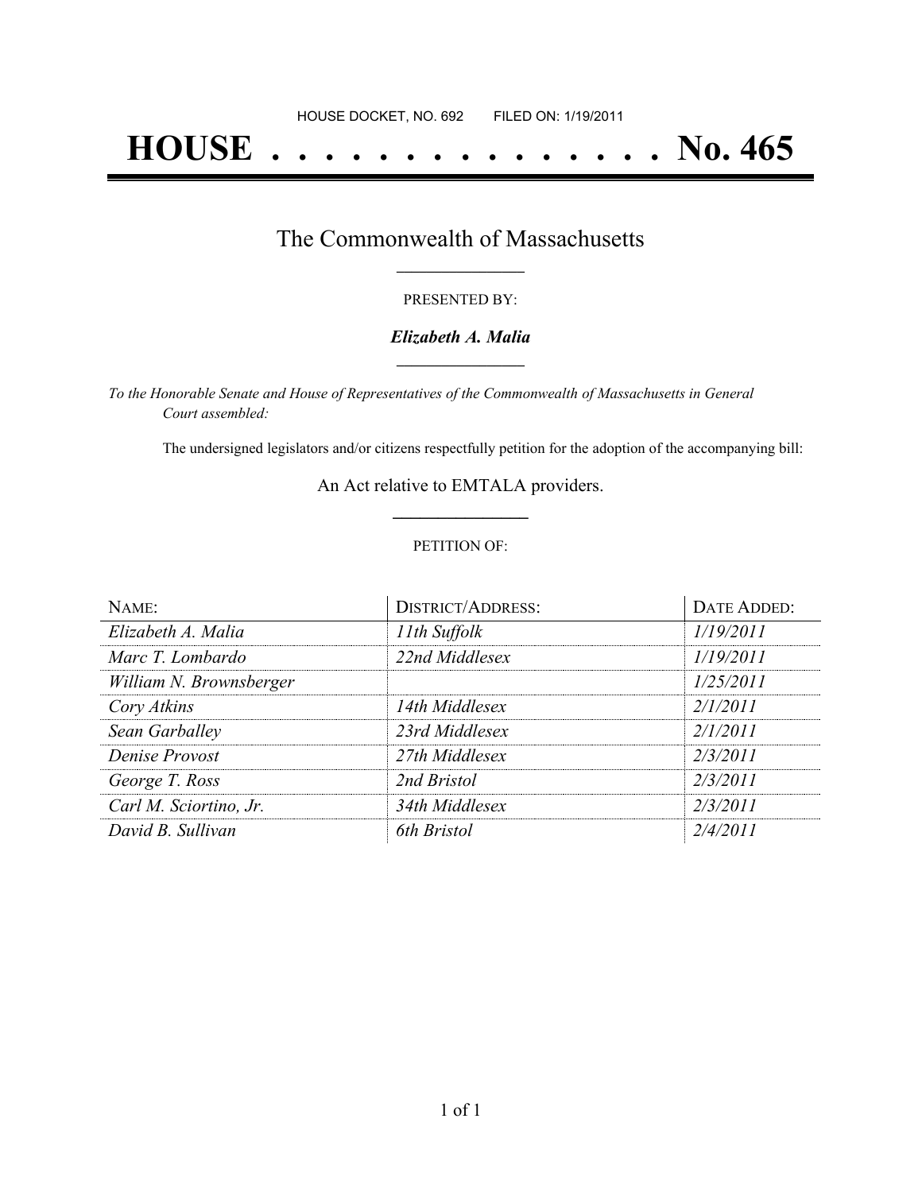HOUSE DOCKET, NO. 692 FILED ON: 1/19/2011

# HOUSE . . . . . . . . . . . . . . . No. 465

## The Commonwealth of Massachusetts

PRESENTED BY:

***Elizabeth A. Malia***

*To the Honorable Senate and House of Representatives of the Commonwealth of Massachusetts in General Court assembled:*

The undersigned legislators and/or citizens respectfully petition for the adoption of the accompanying bill:

An Act relative to EMTALA providers.

PETITION OF:

| NAME: | DISTRICT/ADDRESS: | DATE ADDED: |
|---|---|---|
| *Elizabeth A. Malia* | *11th Suffolk* | *1/19/2011* |
| *Marc T. Lombardo* | *22nd Middlesex* | *1/19/2011* |
| *William N. Brownsberger* | | *1/25/2011* |
| *Cory Atkins* | *14th Middlesex* | *2/1/2011* |
| *Sean Garballey* | *23rd Middlesex* | *2/1/2011* |
| *Denise Provost* | *27th Middlesex* | *2/3/2011* |
| *George T. Ross* | *2nd Bristol* | *2/3/2011* |
| *Carl M. Sciortino, Jr.* | *34th Middlesex* | *2/3/2011* |
| *David B. Sullivan* | *6th Bristol* | *2/4/2011* |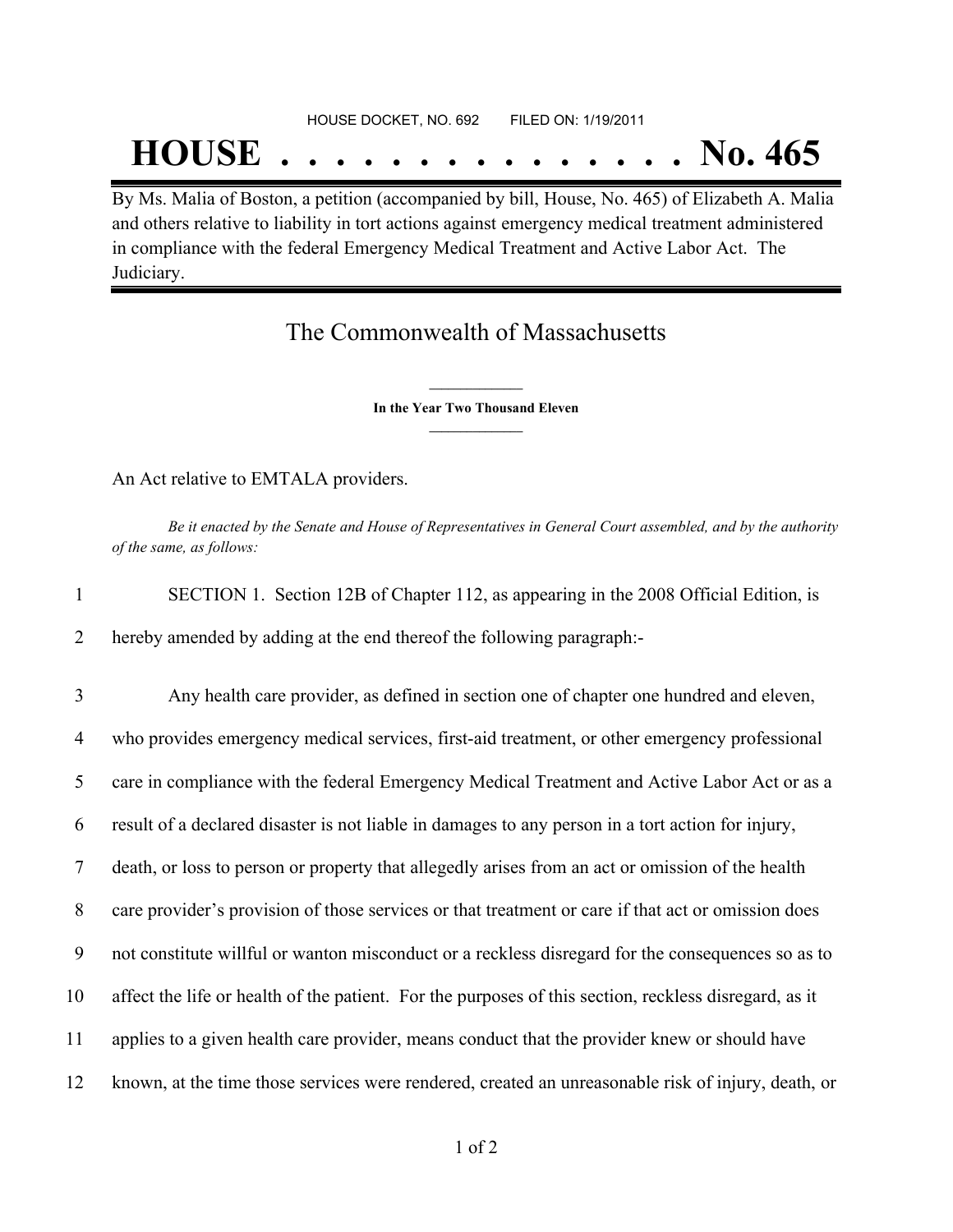HOUSE DOCKET, NO. 692 FILED ON: 1/19/2011

# HOUSE . . . . . . . . . . . . . . . No. 465

By Ms. Malia of Boston, a petition (accompanied by bill, House, No. 465) of Elizabeth A. Malia and others relative to liability in tort actions against emergency medical treatment administered in compliance with the federal Emergency Medical Treatment and Active Labor Act. The Judiciary.

## The Commonwealth of Massachusetts

**In the Year Two Thousand Eleven**

An Act relative to EMTALA providers.

*Be it enacted by the Senate and House of Representatives in General Court assembled, and by the authority of the same, as follows:*

1 SECTION 1. Section 12B of Chapter 112, as appearing in the 2008 Official Edition, is
2 hereby amended by adding at the end thereof the following paragraph:-

3 Any health care provider, as defined in section one of chapter one hundred and eleven,
4 who provides emergency medical services, first-aid treatment, or other emergency professional
5 care in compliance with the federal Emergency Medical Treatment and Active Labor Act or as a
6 result of a declared disaster is not liable in damages to any person in a tort action for injury,
7 death, or loss to person or property that allegedly arises from an act or omission of the health
8 care provider's provision of those services or that treatment or care if that act or omission does
9 not constitute willful or wanton misconduct or a reckless disregard for the consequences so as to
10 affect the life or health of the patient. For the purposes of this section, reckless disregard, as it
11 applies to a given health care provider, means conduct that the provider knew or should have
12 known, at the time those services were rendered, created an unreasonable risk of injury, death, or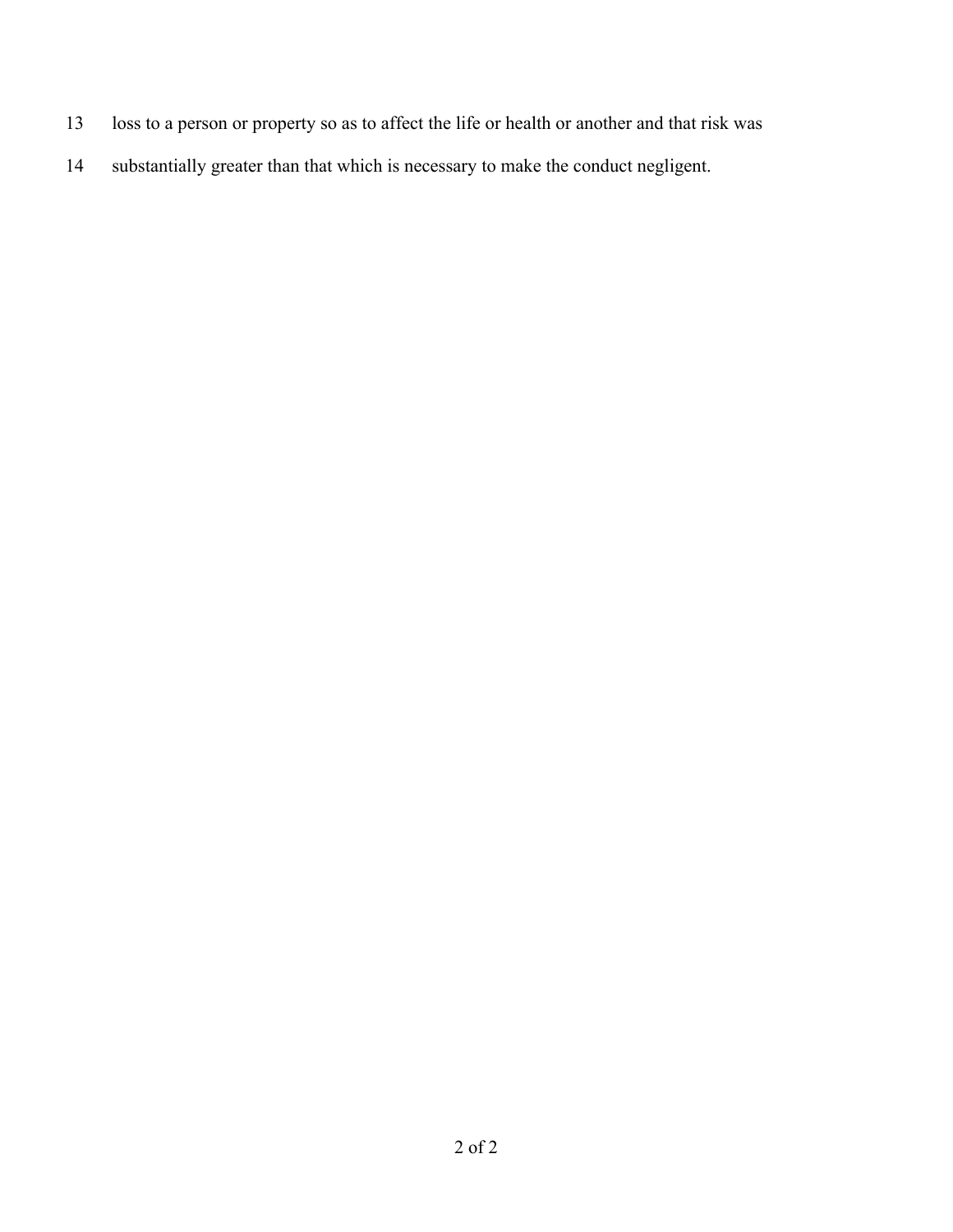13 loss to a person or property so as to affect the life or health or another and that risk was

14 substantially greater than that which is necessary to make the conduct negligent.